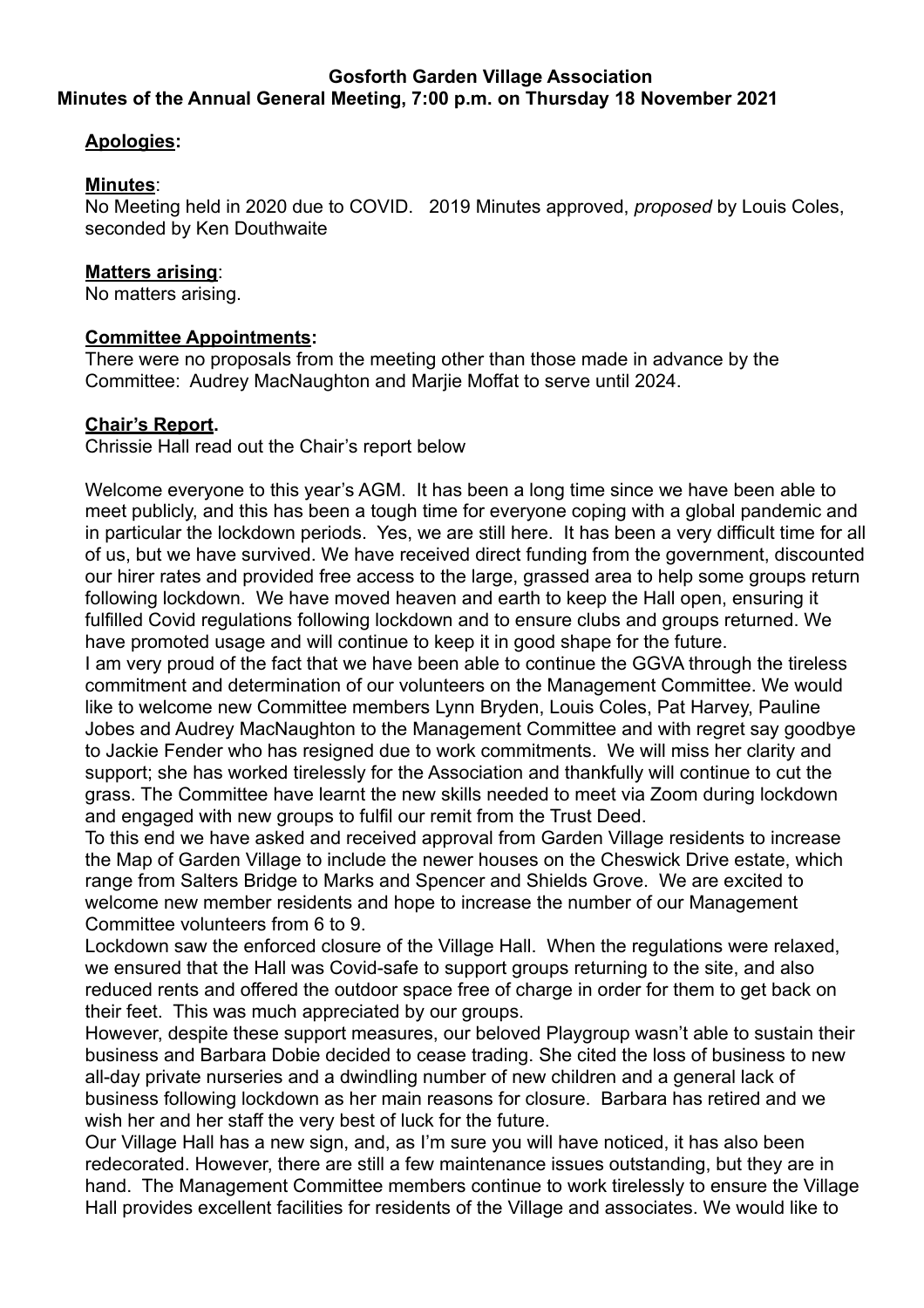**Gosforth Garden Village Association**
**Minutes of the Annual General Meeting, 7:00 p.m. on Thursday 18 November 2021**

**Apologies:**

**Minutes**:
No Meeting held in 2020 due to COVID. 2019 Minutes approved, *proposed* by Louis Coles, seconded by Ken Douthwaite

**Matters arising**:
No matters arising.

**Committee Appointments:**
There were no proposals from the meeting other than those made in advance by the Committee: Audrey MacNaughton and Marjie Moffat to serve until 2024.

**Chair's Report.**
Chrissie Hall read out the Chair's report below

Welcome everyone to this year's AGM. It has been a long time since we have been able to meet publicly, and this has been a tough time for everyone coping with a global pandemic and in particular the lockdown periods. Yes, we are still here. It has been a very difficult time for all of us, but we have survived. We have received direct funding from the government, discounted our hirer rates and provided free access to the large, grassed area to help some groups return following lockdown. We have moved heaven and earth to keep the Hall open, ensuring it fulfilled Covid regulations following lockdown and to ensure clubs and groups returned. We have promoted usage and will continue to keep it in good shape for the future.

I am very proud of the fact that we have been able to continue the GGVA through the tireless commitment and determination of our volunteers on the Management Committee. We would like to welcome new Committee members Lynn Bryden, Louis Coles, Pat Harvey, Pauline Jobes and Audrey MacNaughton to the Management Committee and with regret say goodbye to Jackie Fender who has resigned due to work commitments. We will miss her clarity and support; she has worked tirelessly for the Association and thankfully will continue to cut the grass. The Committee have learnt the new skills needed to meet via Zoom during lockdown and engaged with new groups to fulfil our remit from the Trust Deed.

To this end we have asked and received approval from Garden Village residents to increase the Map of Garden Village to include the newer houses on the Cheswick Drive estate, which range from Salters Bridge to Marks and Spencer and Shields Grove. We are excited to welcome new member residents and hope to increase the number of our Management Committee volunteers from 6 to 9.

Lockdown saw the enforced closure of the Village Hall. When the regulations were relaxed, we ensured that the Hall was Covid-safe to support groups returning to the site, and also reduced rents and offered the outdoor space free of charge in order for them to get back on their feet. This was much appreciated by our groups.

However, despite these support measures, our beloved Playgroup wasn't able to sustain their business and Barbara Dobie decided to cease trading. She cited the loss of business to new all-day private nurseries and a dwindling number of new children and a general lack of business following lockdown as her main reasons for closure. Barbara has retired and we wish her and her staff the very best of luck for the future.

Our Village Hall has a new sign, and, as I'm sure you will have noticed, it has also been redecorated. However, there are still a few maintenance issues outstanding, but they are in hand. The Management Committee members continue to work tirelessly to ensure the Village Hall provides excellent facilities for residents of the Village and associates. We would like to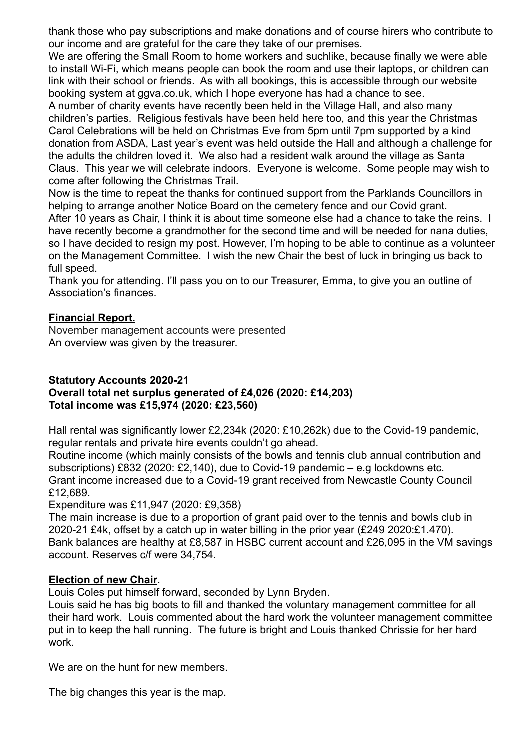thank those who pay subscriptions and make donations and of course hirers who contribute to our income and are grateful for the care they take of our premises.

We are offering the Small Room to home workers and suchlike, because finally we were able to install Wi-Fi, which means people can book the room and use their laptops, or children can link with their school or friends. As with all bookings, this is accessible through our website booking system at ggva.co.uk, which I hope everyone has had a chance to see.

A number of charity events have recently been held in the Village Hall, and also many children's parties. Religious festivals have been held here too, and this year the Christmas Carol Celebrations will be held on Christmas Eve from 5pm until 7pm supported by a kind donation from ASDA, Last year's event was held outside the Hall and although a challenge for the adults the children loved it. We also had a resident walk around the village as Santa Claus. This year we will celebrate indoors. Everyone is welcome. Some people may wish to come after following the Christmas Trail.

Now is the time to repeat the thanks for continued support from the Parklands Councillors in helping to arrange another Notice Board on the cemetery fence and our Covid grant.

After 10 years as Chair, I think it is about time someone else had a chance to take the reins. I have recently become a grandmother for the second time and will be needed for nana duties, so I have decided to resign my post. However, I'm hoping to be able to continue as a volunteer on the Management Committee. I wish the new Chair the best of luck in bringing us back to full speed.

Thank you for attending. I'll pass you on to our Treasurer, Emma, to give you an outline of Association's finances.

## **Financial Report.**

November management accounts were presented
An overview was given by the treasurer.

**Statutory Accounts 2020-21**
**Overall total net surplus generated of £4,026 (2020: £14,203)**
**Total income was £15,974 (2020: £23,560)**

Hall rental was significantly lower £2,234k (2020: £10,262k) due to the Covid-19 pandemic, regular rentals and private hire events couldn't go ahead.

Routine income (which mainly consists of the bowls and tennis club annual contribution and subscriptions) £832 (2020: £2,140), due to Covid-19 pandemic – e.g lockdowns etc.

Grant income increased due to a Covid-19 grant received from Newcastle County Council £12,689.

Expenditure was £11,947 (2020: £9,358)

The main increase is due to a proportion of grant paid over to the tennis and bowls club in 2020-21 £4k, offset by a catch up in water billing in the prior year (£249 2020:£1.470).

Bank balances are healthy at £8,587 in HSBC current account and £26,095 in the VM savings account. Reserves c/f were 34,754.

## **Election of new Chair**.

Louis Coles put himself forward, seconded by Lynn Bryden.

Louis said he has big boots to fill and thanked the voluntary management committee for all their hard work. Louis commented about the hard work the volunteer management committee put in to keep the hall running. The future is bright and Louis thanked Chrissie for her hard work.

We are on the hunt for new members.

The big changes this year is the map.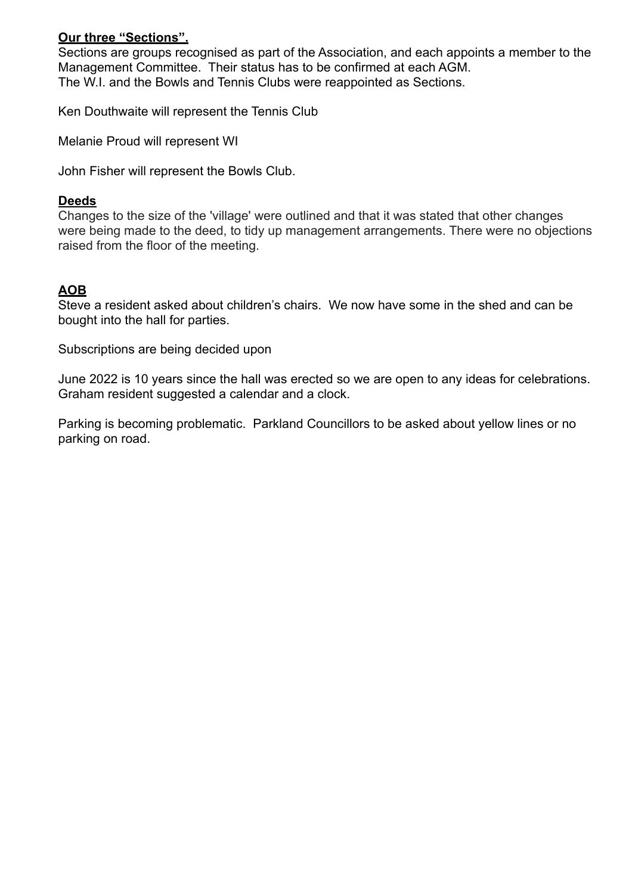**Our three "Sections".**

Sections are groups recognised as part of the Association, and each appoints a member to the Management Committee. Their status has to be confirmed at each AGM.
The W.I. and the Bowls and Tennis Clubs were reappointed as Sections.

Ken Douthwaite will represent the Tennis Club

Melanie Proud will represent WI

John Fisher will represent the Bowls Club.

**Deeds**

Changes to the size of the 'village' were outlined and that it was stated that other changes were being made to the deed, to tidy up management arrangements. There were no objections raised from the floor of the meeting.

**AOB**

Steve a resident asked about children's chairs. We now have some in the shed and can be bought into the hall for parties.

Subscriptions are being decided upon

June 2022 is 10 years since the hall was erected so we are open to any ideas for celebrations. Graham resident suggested a calendar and a clock.

Parking is becoming problematic. Parkland Councillors to be asked about yellow lines or no parking on road.